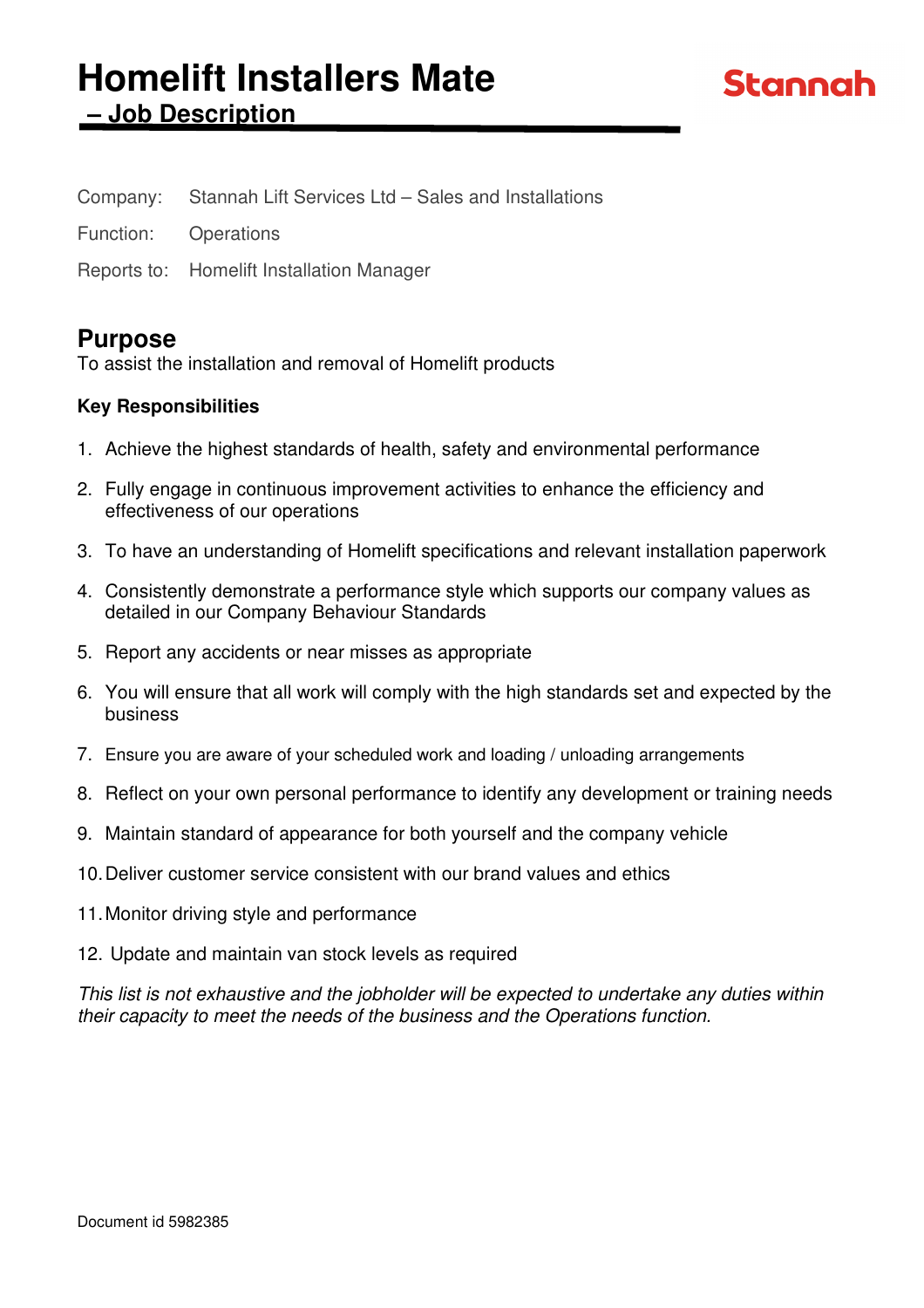# Homelift Installers Mate

## – Job Description

Stannah

Company: Stannah Lift Services Ltd – Sales and Installations

Function: Operations

Reports to: Homelift Installation Manager

## Purpose

To assist the installation and removal of Homelift products

**Key Responsibilities**

1. Achieve the highest standards of health, safety and environmental performance
2. Fully engage in continuous improvement activities to enhance the efficiency and effectiveness of our operations
3. To have an understanding of Homelift specifications and relevant installation paperwork
4. Consistently demonstrate a performance style which supports our company values as detailed in our Company Behaviour Standards
5. Report any accidents or near misses as appropriate
6. You will ensure that all work will comply with the high standards set and expected by the business
7. Ensure you are aware of your scheduled work and loading / unloading arrangements
8. Reflect on your own personal performance to identify any development or training needs
9. Maintain standard of appearance for both yourself and the company vehicle
10. Deliver customer service consistent with our brand values and ethics
11. Monitor driving style and performance
12. Update and maintain van stock levels as required

*This list is not exhaustive and the jobholder will be expected to undertake any duties within their capacity to meet the needs of the business and the Operations function.*

Document id 5982385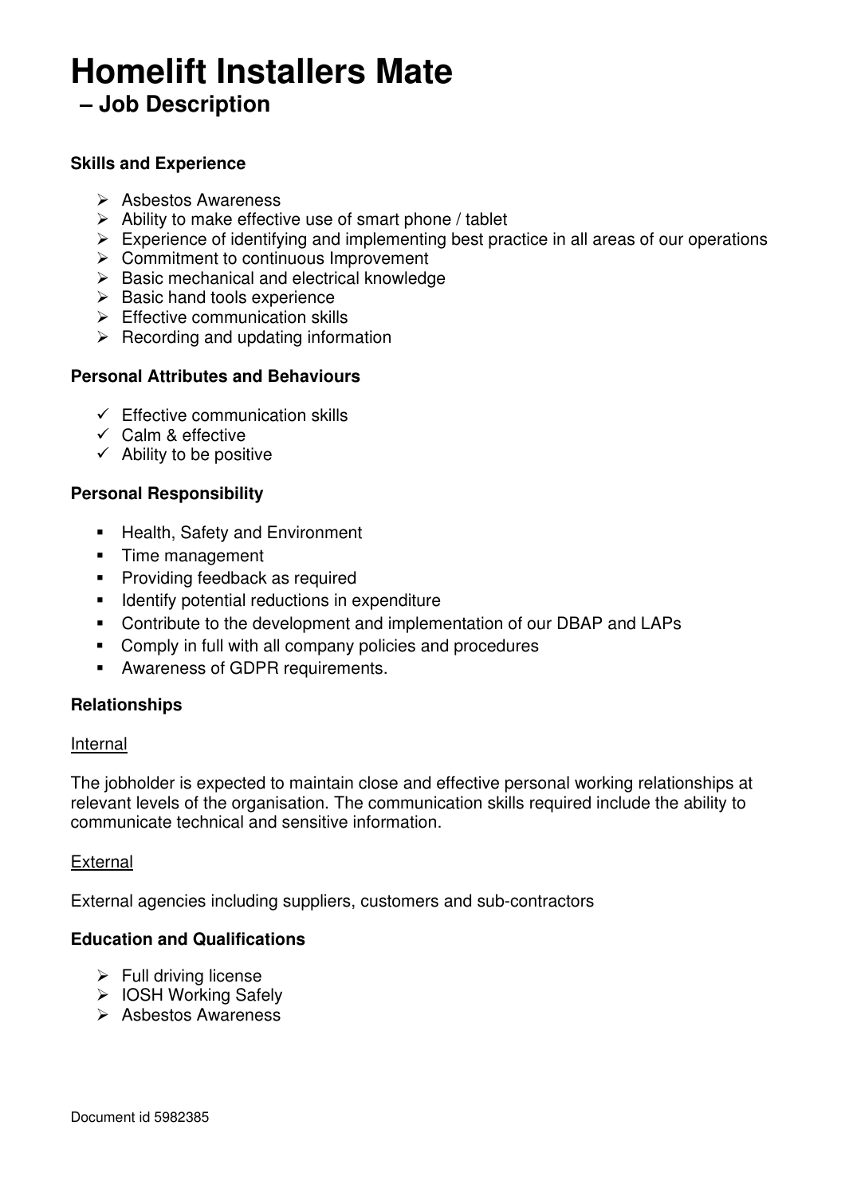# Homelift Installers Mate
## – Job Description

**Skills and Experience**

- Asbestos Awareness
- Ability to make effective use of smart phone / tablet
- Experience of identifying and implementing best practice in all areas of our operations
- Commitment to continuous Improvement
- Basic mechanical and electrical knowledge
- Basic hand tools experience
- Effective communication skills
- Recording and updating information

**Personal Attributes and Behaviours**

- Effective communication skills
- Calm & effective
- Ability to be positive

**Personal Responsibility**

- Health, Safety and Environment
- Time management
- Providing feedback as required
- Identify potential reductions in expenditure
- Contribute to the development and implementation of our DBAP and LAPs
- Comply in full with all company policies and procedures
- Awareness of GDPR requirements.

**Relationships**

Internal

The jobholder is expected to maintain close and effective personal working relationships at relevant levels of the organisation. The communication skills required include the ability to communicate technical and sensitive information.

External

External agencies including suppliers, customers and sub-contractors

**Education and Qualifications**

- Full driving license
- IOSH Working Safely
- Asbestos Awareness

Document id 5982385